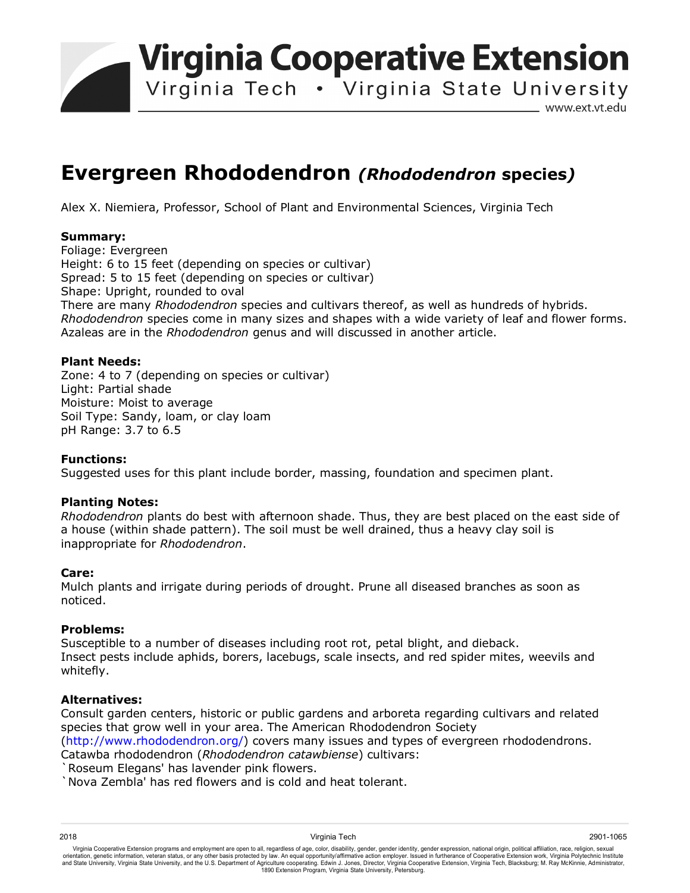# Virginia Cooperative Extension

Virginia Tech • Virginia State University

www.ext.vt.edu

## Evergreen Rhododendron *(Rhododendron species)*

Alex X. Niemiera, Professor, School of Plant and Environmental Sciences, Virginia Tech

**Summary:**

Foliage: Evergreen
Height: 6 to 15 feet (depending on species or cultivar)
Spread: 5 to 15 feet (depending on species or cultivar)
Shape: Upright, rounded to oval
There are many *Rhododendron* species and cultivars thereof, as well as hundreds of hybrids. *Rhododendron* species come in many sizes and shapes with a wide variety of leaf and flower forms. Azaleas are in the *Rhododendron* genus and will discussed in another article.

**Plant Needs:**

Zone: 4 to 7 (depending on species or cultivar)
Light: Partial shade
Moisture: Moist to average
Soil Type: Sandy, loam, or clay loam
pH Range: 3.7 to 6.5

**Functions:**

Suggested uses for this plant include border, massing, foundation and specimen plant.

**Planting Notes:**

*Rhododendron* plants do best with afternoon shade. Thus, they are best placed on the east side of a house (within shade pattern). The soil must be well drained, thus a heavy clay soil is inappropriate for *Rhododendron*.

**Care:**

Mulch plants and irrigate during periods of drought. Prune all diseased branches as soon as noticed.

**Problems:**

Susceptible to a number of diseases including root rot, petal blight, and dieback.
Insect pests include aphids, borers, lacebugs, scale insects, and red spider mites, weevils and whitefly.

**Alternatives:**

Consult garden centers, historic or public gardens and arboreta regarding cultivars and related species that grow well in your area. The American Rhododendron Society (http://www.rhododendron.org/) covers many issues and types of evergreen rhododendrons.
Catawba rhododendron (*Rhododendron catawbiense*) cultivars:
`Roseum Elegans' has lavender pink flowers.
`Nova Zembla' has red flowers and is cold and heat tolerant.

2018 Virginia Tech 2901-1065

Virginia Cooperative Extension programs and employment are open to all, regardless of age, color, disability, gender, gender identity, gender expression, national origin, political affiliation, race, religion, sexual orientation, genetic information, veteran status, or any other basis protected by law. An equal opportunity/affirmative action employer. Issued in furtherance of Cooperative Extension work, Virginia Polytechnic Institute and State University, Virginia State University, and the U.S. Department of Agriculture cooperating. Edwin J. Jones, Director, Virginia Cooperative Extension, Virginia Tech, Blacksburg; M. Ray McKinnie, Administrator, 1890 Extension Program, Virginia State University, Petersburg.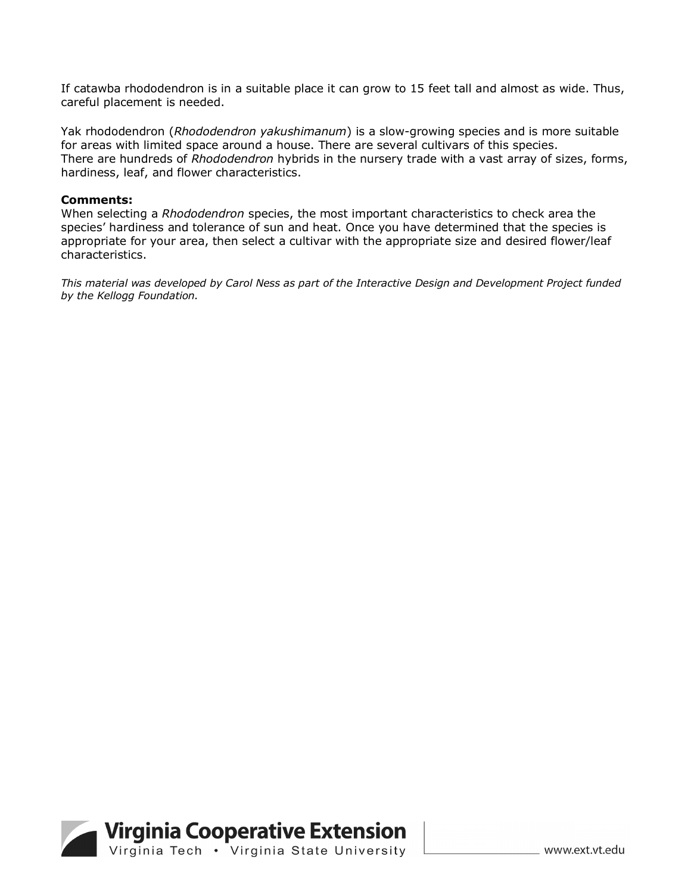If catawba rhododendron is in a suitable place it can grow to 15 feet tall and almost as wide. Thus, careful placement is needed.

Yak rhododendron (*Rhododendron yakushimanum*) is a slow-growing species and is more suitable for areas with limited space around a house. There are several cultivars of this species.
There are hundreds of *Rhododendron* hybrids in the nursery trade with a vast array of sizes, forms, hardiness, leaf, and flower characteristics.

**Comments:**
When selecting a *Rhododendron* species, the most important characteristics to check area the species' hardiness and tolerance of sun and heat. Once you have determined that the species is appropriate for your area, then select a cultivar with the appropriate size and desired flower/leaf characteristics.

*This material was developed by Carol Ness as part of the Interactive Design and Development Project funded by the Kellogg Foundation.*